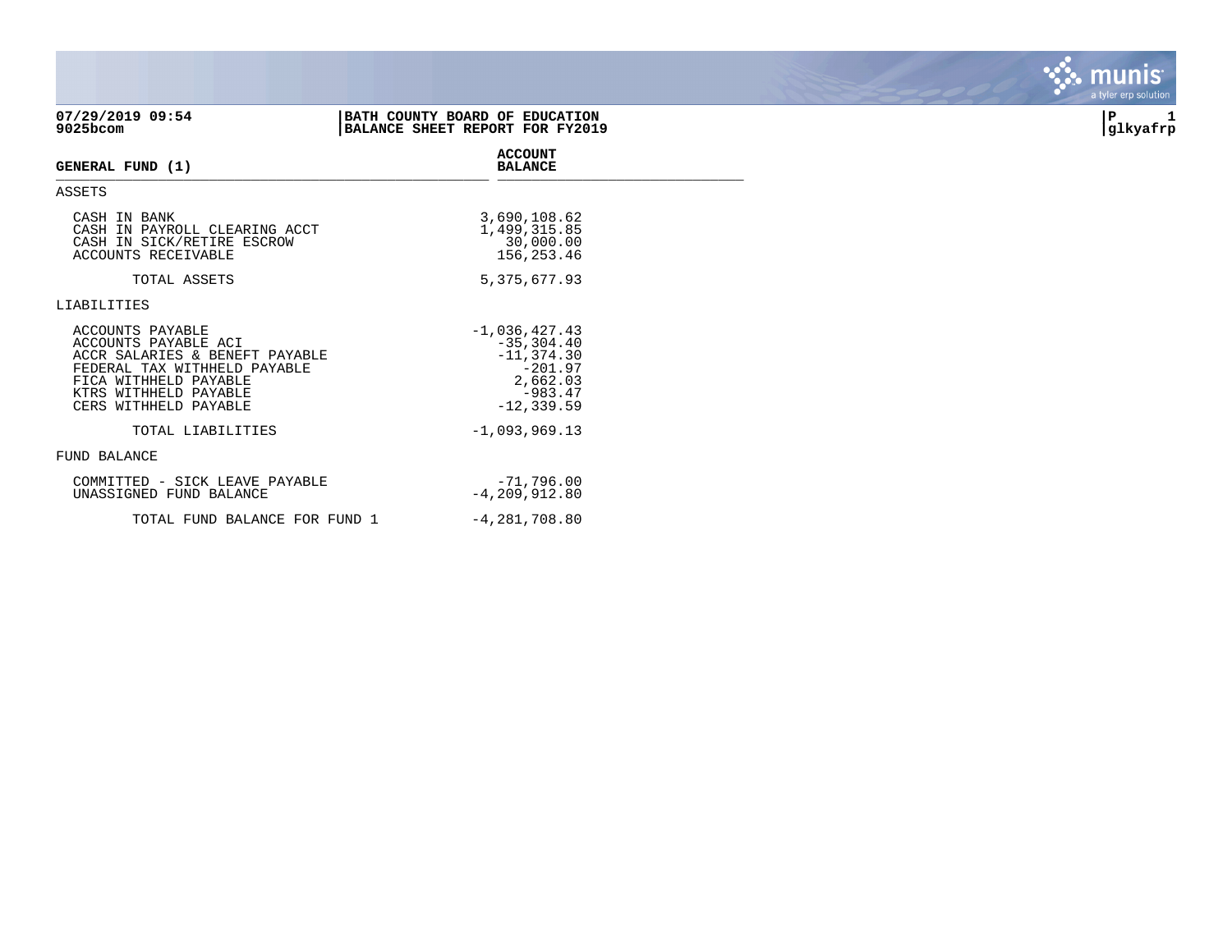**07/29/2019 09:54**
**9025bcom**

**BATH COUNTY BOARD OF EDUCATION**
**BALANCE SHEET REPORT FOR FY2019**

**P 1**
**glkyafrp**

| **GENERAL FUND (1)** | **ACCOUNT BALANCE** |
|---|---|
| ASSETS | |
| CASH IN BANK | 3,690,108.62 |
| CASH IN PAYROLL CLEARING ACCT | 1,499,315.85 |
| CASH IN SICK/RETIRE ESCROW | 30,000.00 |
| ACCOUNTS RECEIVABLE | 156,253.46 |
| TOTAL ASSETS | 5,375,677.93 |
| LIABILITIES | |
| ACCOUNTS PAYABLE | -1,036,427.43 |
| ACCOUNTS PAYABLE ACI | -35,304.40 |
| ACCR SALARIES & BENEFT PAYABLE | -11,374.30 |
| FEDERAL TAX WITHHELD PAYABLE | -201.97 |
| FICA WITHHELD PAYABLE | 2,662.03 |
| KTRS WITHHELD PAYABLE | -983.47 |
| CERS WITHHELD PAYABLE | -12,339.59 |
| TOTAL LIABILITIES | -1,093,969.13 |
| FUND BALANCE | |
| COMMITTED - SICK LEAVE PAYABLE | -71,796.00 |
| UNASSIGNED FUND BALANCE | -4,209,912.80 |
| TOTAL FUND BALANCE FOR FUND 1 | -4,281,708.80 |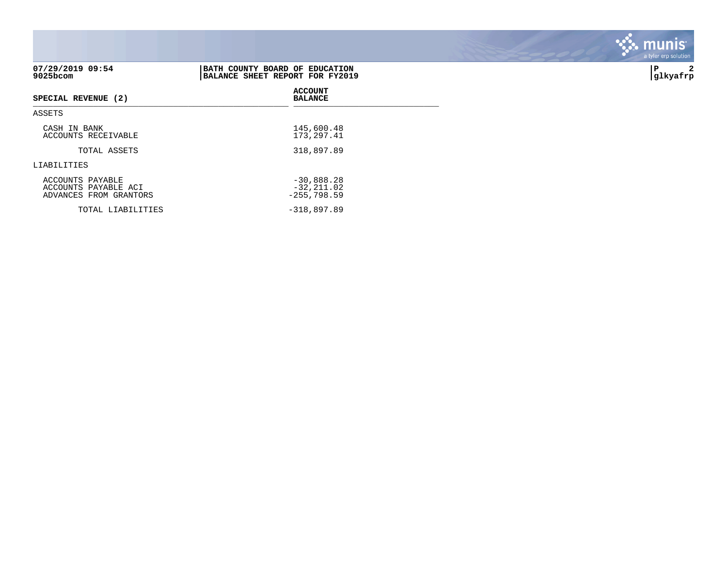07/29/2019 09:54
9025bcom

**BATH COUNTY BOARD OF EDUCATION**
**BALANCE SHEET REPORT FOR FY2019**

| SPECIAL REVENUE (2) | ACCOUNT BALANCE |
|---|---|
| **ASSETS** | |
| CASH IN BANK | 145,600.48 |
| ACCOUNTS RECEIVABLE | 173,297.41 |
| TOTAL ASSETS | 318,897.89 |
| **LIABILITIES** | |
| ACCOUNTS PAYABLE | -30,888.28 |
| ACCOUNTS PAYABLE ACI | -32,211.02 |
| ADVANCES FROM GRANTORS | -255,798.59 |
| TOTAL LIABILITIES | -318,897.89 |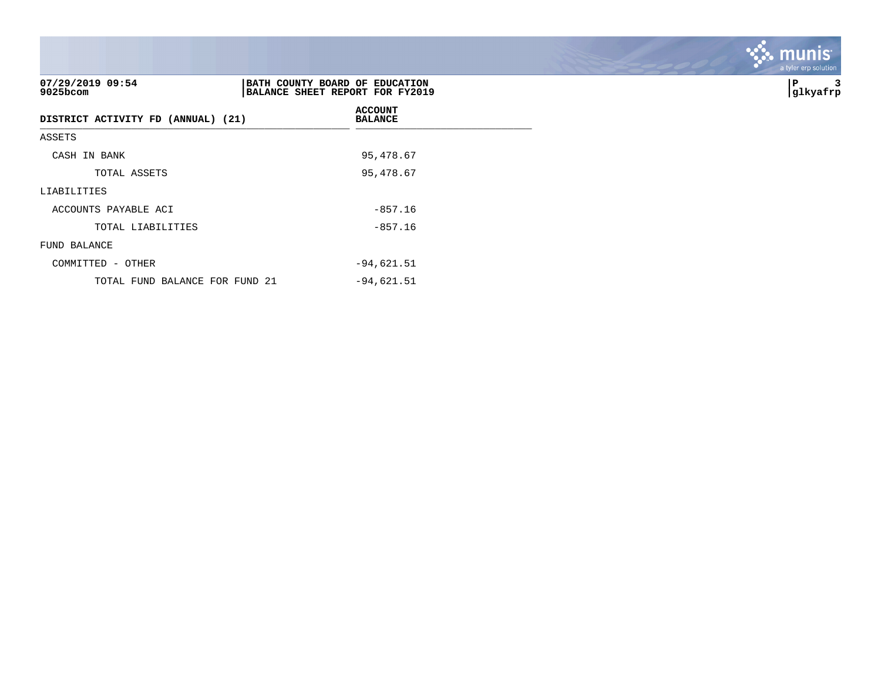**07/29/2019 09:54**
**9025bcom**

**BATH COUNTY BOARD OF EDUCATION**
**BALANCE SHEET REPORT FOR FY2019**

**P 3**
**glkyafrp**

| DISTRICT ACTIVITY FD (ANNUAL) (21) | ACCOUNT BALANCE |
|---|---|
| ASSETS | |
| CASH IN BANK | 95,478.67 |
| TOTAL ASSETS | 95,478.67 |
| LIABILITIES | |
| ACCOUNTS PAYABLE ACI | -857.16 |
| TOTAL LIABILITIES | -857.16 |
| FUND BALANCE | |
| COMMITTED - OTHER | -94,621.51 |
| TOTAL FUND BALANCE FOR FUND 21 | -94,621.51 |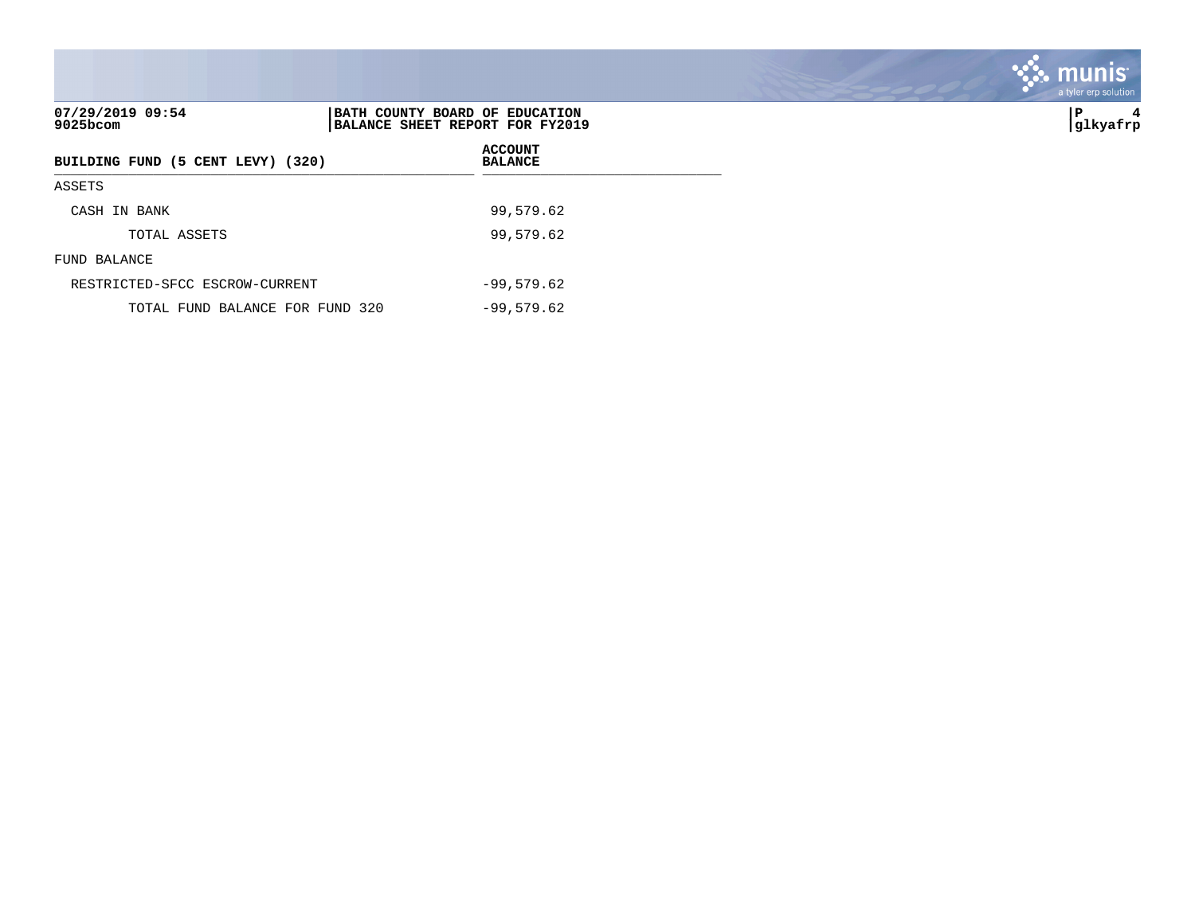**BATH COUNTY BOARD OF EDUCATION**
**BALANCE SHEET REPORT FOR FY2019**

| BUILDING FUND (5 CENT LEVY) (320) | ACCOUNT BALANCE |
|---|---|
| ASSETS | |
| CASH IN BANK | 99,579.62 |
| TOTAL ASSETS | 99,579.62 |
| FUND BALANCE | |
| RESTRICTED-SFCC ESCROW-CURRENT | -99,579.62 |
| TOTAL FUND BALANCE FOR FUND 320 | -99,579.62 |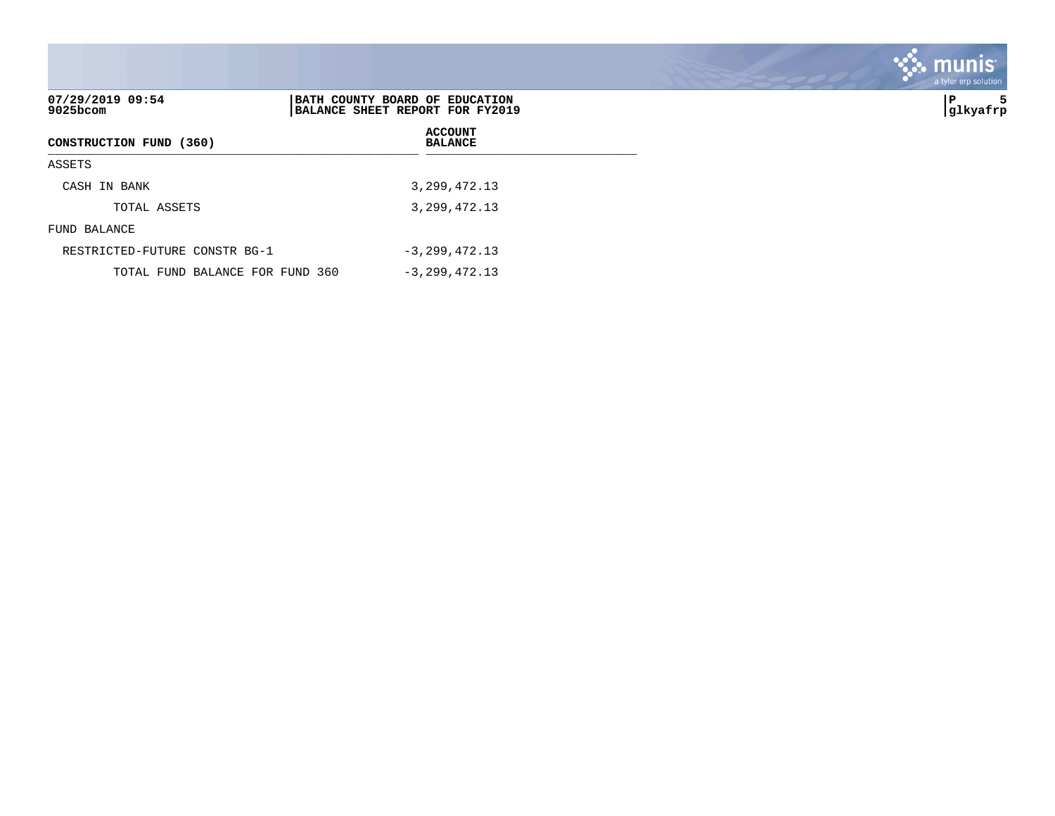07/29/2019 09:54
9025bcom

**BATH COUNTY BOARD OF EDUCATION**
**BALANCE SHEET REPORT FOR FY2019**

P 5
glkyafrp

| CONSTRUCTION FUND (360) | ACCOUNT BALANCE |
|---|---|
| ASSETS | |
| CASH IN BANK | 3,299,472.13 |
| TOTAL ASSETS | 3,299,472.13 |
| FUND BALANCE | |
| RESTRICTED-FUTURE CONSTR BG-1 | -3,299,472.13 |
| TOTAL FUND BALANCE FOR FUND 360 | -3,299,472.13 |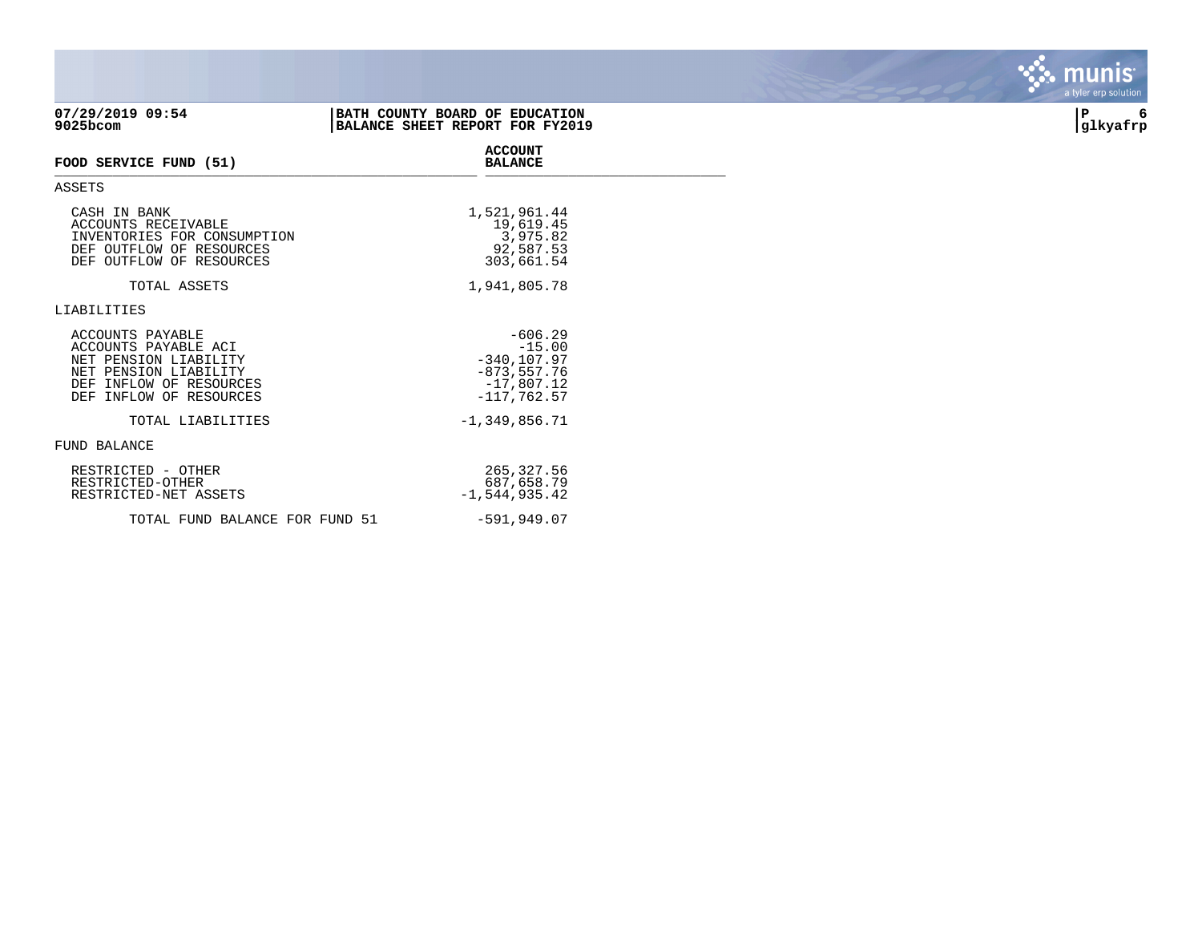**07/29/2019 09:54**
**9025bcom**

**BATH COUNTY BOARD OF EDUCATION**
**BALANCE SHEET REPORT FOR FY2019**

**P 6**
**glkyafrp**

| FOOD SERVICE FUND (51) | ACCOUNT BALANCE |
|---|---|
| **ASSETS** | |
| CASH IN BANK | 1,521,961.44 |
| ACCOUNTS RECEIVABLE | 19,619.45 |
| INVENTORIES FOR CONSUMPTION | 3,975.82 |
| DEF OUTFLOW OF RESOURCES | 92,587.53 |
| DEF OUTFLOW OF RESOURCES | 303,661.54 |
| TOTAL ASSETS | 1,941,805.78 |
| **LIABILITIES** | |
| ACCOUNTS PAYABLE | -606.29 |
| ACCOUNTS PAYABLE ACI | -15.00 |
| NET PENSION LIABILITY | -340,107.97 |
| NET PENSION LIABILITY | -873,557.76 |
| DEF INFLOW OF RESOURCES | -17,807.12 |
| DEF INFLOW OF RESOURCES | -117,762.57 |
| TOTAL LIABILITIES | -1,349,856.71 |
| **FUND BALANCE** | |
| RESTRICTED - OTHER | 265,327.56 |
| RESTRICTED-OTHER | 687,658.79 |
| RESTRICTED-NET ASSETS | -1,544,935.42 |
| TOTAL FUND BALANCE FOR FUND 51 | -591,949.07 |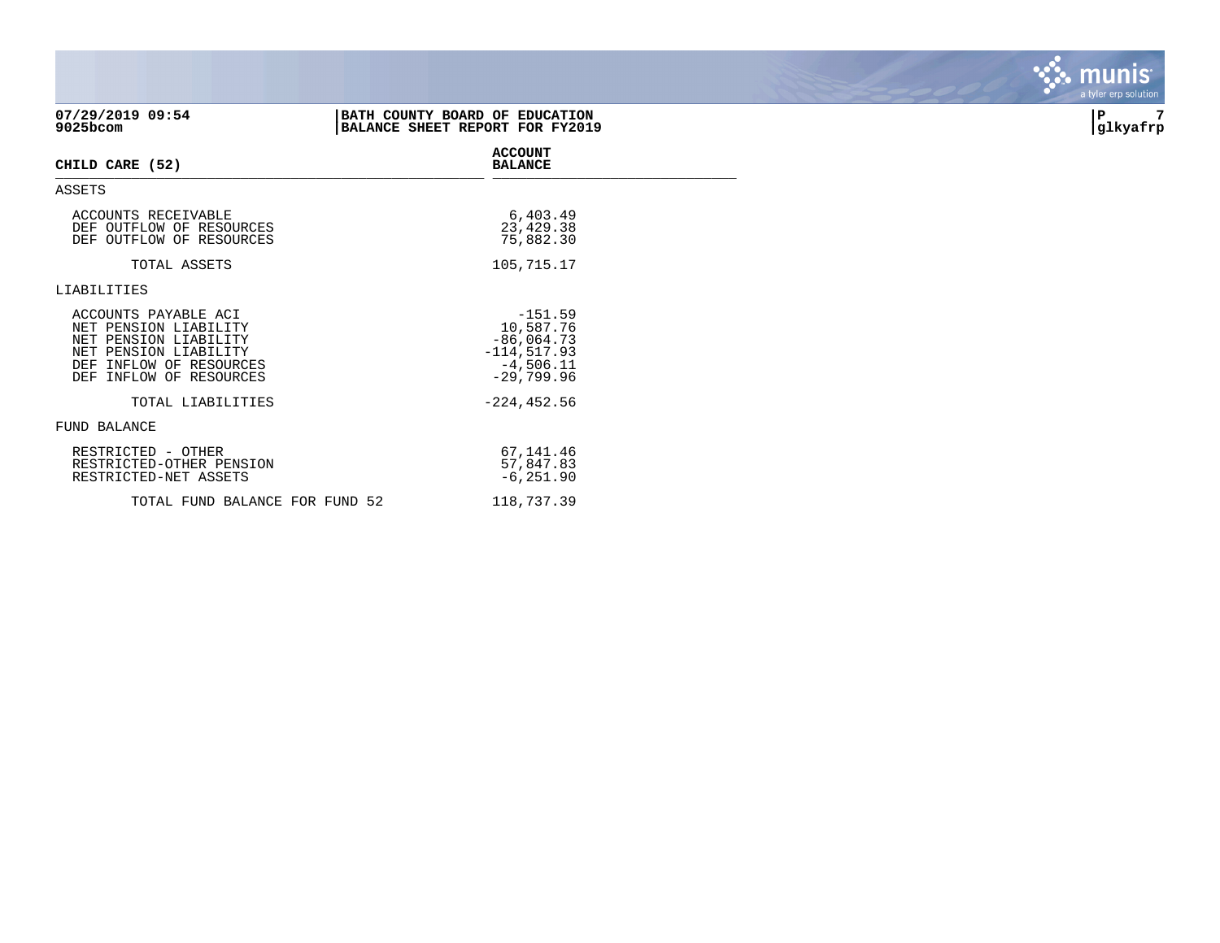**07/29/2019 09:54**
**9025bcom**

**BATH COUNTY BOARD OF EDUCATION**
**BALANCE SHEET REPORT FOR FY2019**

**glkyafrp**

| CHILD CARE (52) | ACCOUNT BALANCE |
|---|---|
| ASSETS | |
| ACCOUNTS RECEIVABLE | 6,403.49 |
| DEF OUTFLOW OF RESOURCES | 23,429.38 |
| DEF OUTFLOW OF RESOURCES | 75,882.30 |
| TOTAL ASSETS | 105,715.17 |
| LIABILITIES | |
| ACCOUNTS PAYABLE ACI | -151.59 |
| NET PENSION LIABILITY | 10,587.76 |
| NET PENSION LIABILITY | -86,064.73 |
| NET PENSION LIABILITY | -114,517.93 |
| DEF INFLOW OF RESOURCES | -4,506.11 |
| DEF INFLOW OF RESOURCES | -29,799.96 |
| TOTAL LIABILITIES | -224,452.56 |
| FUND BALANCE | |
| RESTRICTED - OTHER | 67,141.46 |
| RESTRICTED-OTHER PENSION | 57,847.83 |
| RESTRICTED-NET ASSETS | -6,251.90 |
| TOTAL FUND BALANCE FOR FUND 52 | 118,737.39 |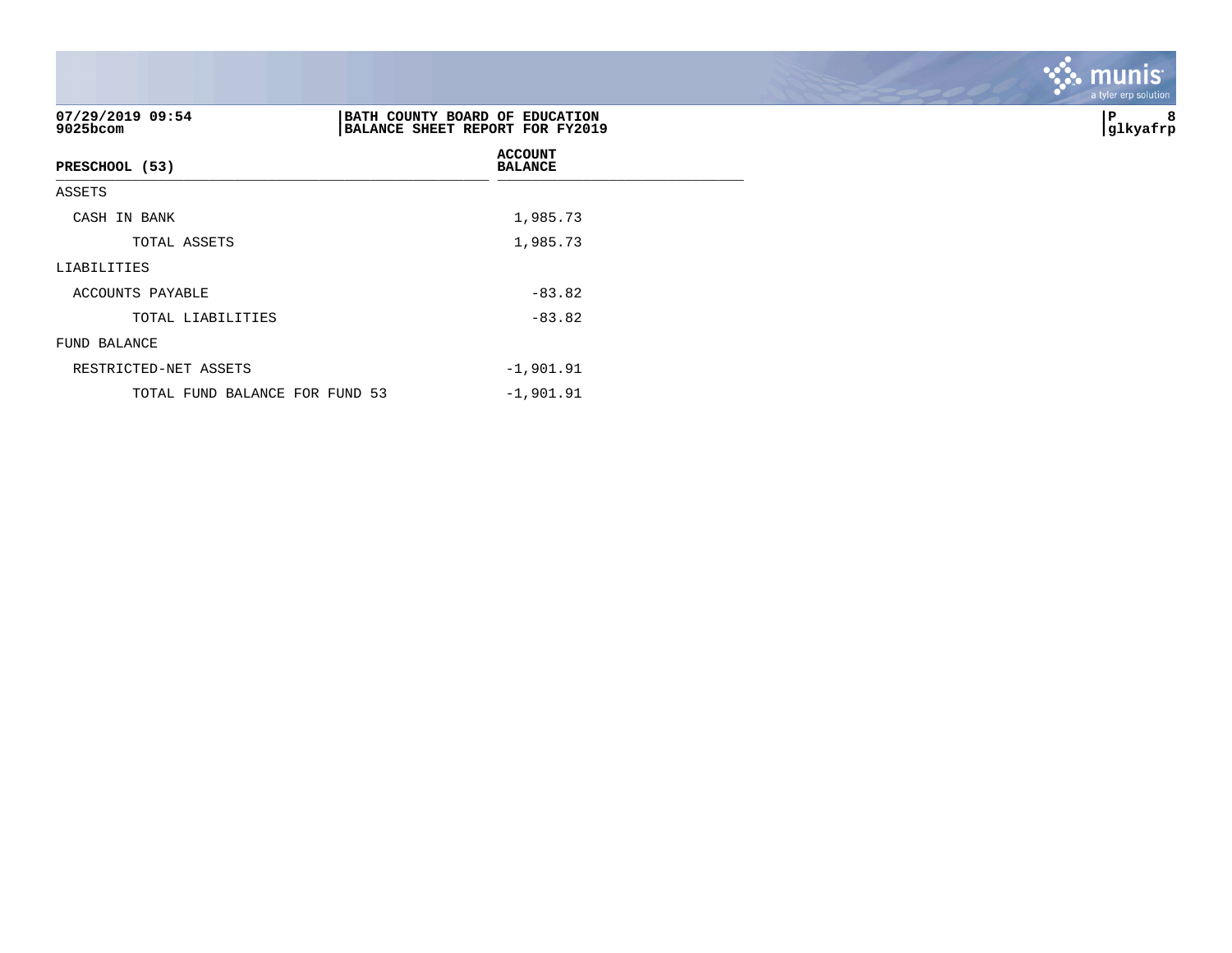07/29/2019 09:54
9025bcom

**BATH COUNTY BOARD OF EDUCATION**
**BALANCE SHEET REPORT FOR FY2019**

P 8
glkyafrp

| PRESCHOOL (53) | ACCOUNT BALANCE |
|---|---|
| ASSETS | |
| CASH IN BANK | 1,985.73 |
| TOTAL ASSETS | 1,985.73 |
| LIABILITIES | |
| ACCOUNTS PAYABLE | -83.82 |
| TOTAL LIABILITIES | -83.82 |
| FUND BALANCE | |
| RESTRICTED-NET ASSETS | -1,901.91 |
| TOTAL FUND BALANCE FOR FUND 53 | -1,901.91 |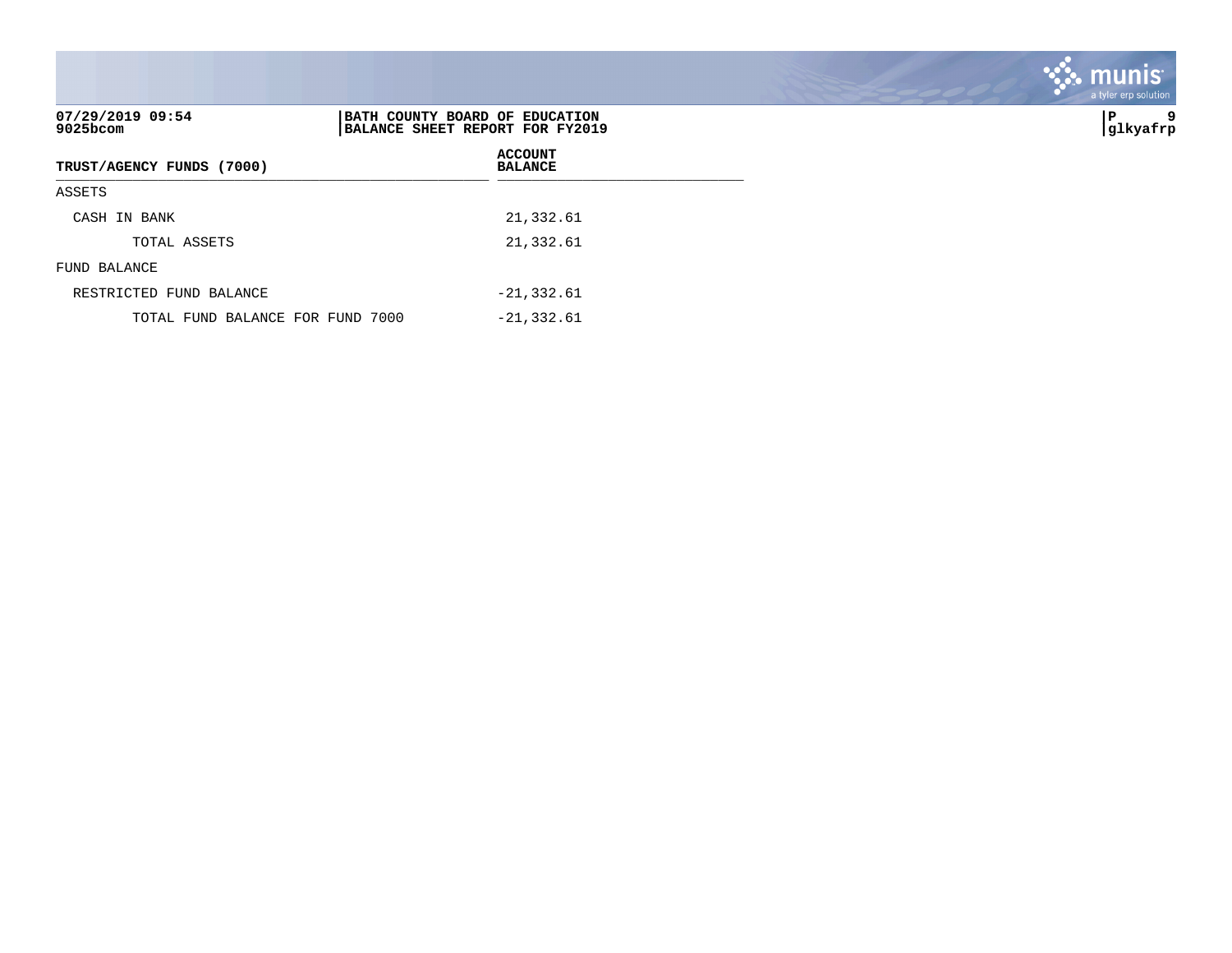BATH COUNTY BOARD OF EDUCATION
BALANCE SHEET REPORT FOR FY2019

| TRUST/AGENCY FUNDS (7000) | ACCOUNT BALANCE |
| --- | --- |
| ASSETS | |
| CASH IN BANK | 21,332.61 |
| TOTAL ASSETS | 21,332.61 |
| FUND BALANCE | |
| RESTRICTED FUND BALANCE | -21,332.61 |
| TOTAL FUND BALANCE FOR FUND 7000 | -21,332.61 |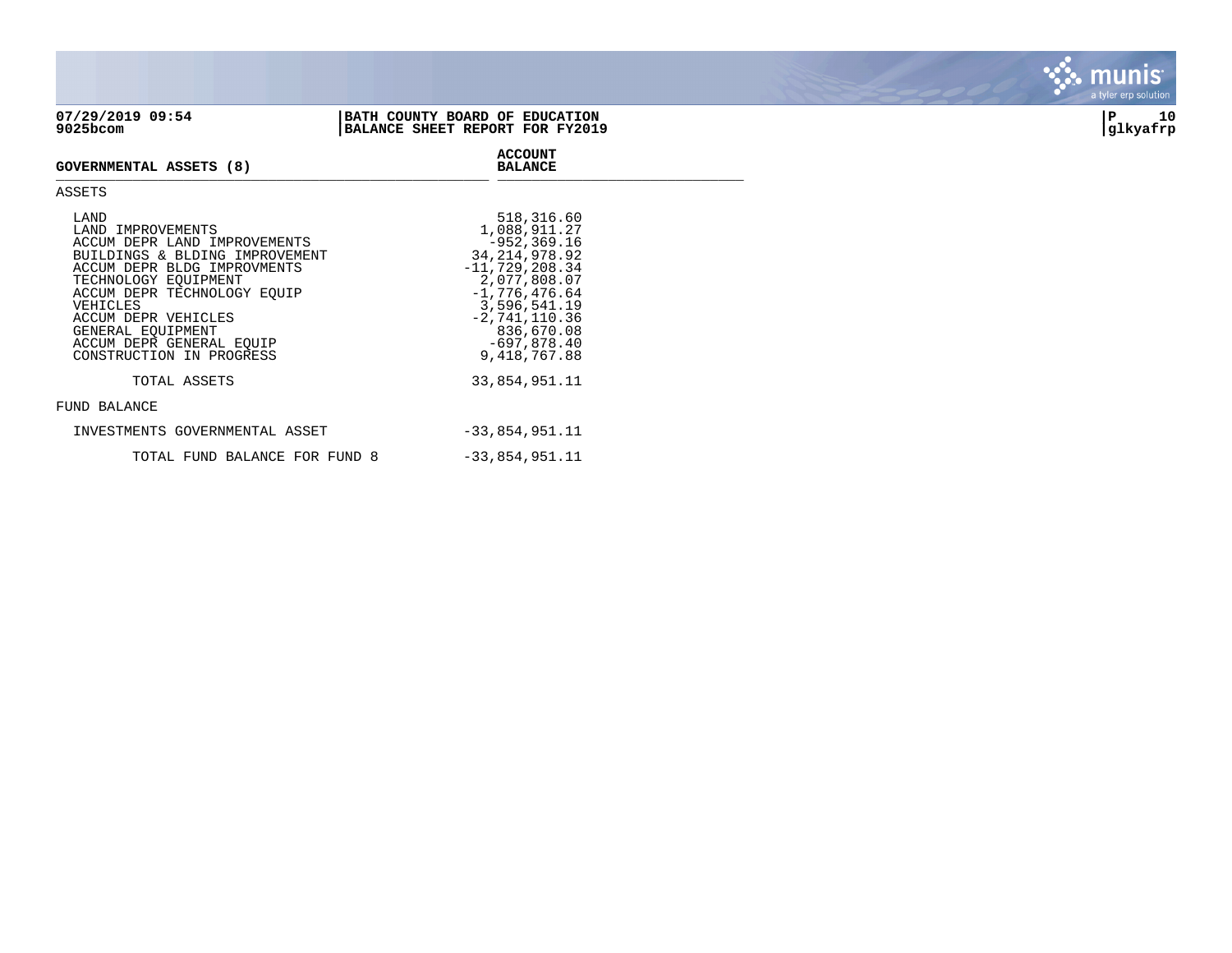**07/29/2019 09:54** | **BATH COUNTY BOARD OF EDUCATION**
**9025bcom** | **BALANCE SHEET REPORT FOR FY2019**

| **GOVERNMENTAL ASSETS (8)** | **ACCOUNT BALANCE** |
|---|---|
| ASSETS | |
| LAND | 518,316.60 |
| LAND IMPROVEMENTS | 1,088,911.27 |
| ACCUM DEPR LAND IMPROVEMENTS | -952,369.16 |
| BUILDINGS & BLDING IMPROVEMENT | 34,214,978.92 |
| ACCUM DEPR BLDG IMPROVMENTS | -11,729,208.34 |
| TECHNOLOGY EQUIPMENT | 2,077,808.07 |
| ACCUM DEPR TECHNOLOGY EQUIP | -1,776,476.64 |
| VEHICLES | 3,596,541.19 |
| ACCUM DEPR VEHICLES | -2,741,110.36 |
| GENERAL EQUIPMENT | 836,670.08 |
| ACCUM DEPR GENERAL EQUIP | -697,878.40 |
| CONSTRUCTION IN PROGRESS | 9,418,767.88 |
| TOTAL ASSETS | 33,854,951.11 |
| FUND BALANCE | |
| INVESTMENTS GOVERNMENTAL ASSET | -33,854,951.11 |
| TOTAL FUND BALANCE FOR FUND 8 | -33,854,951.11 |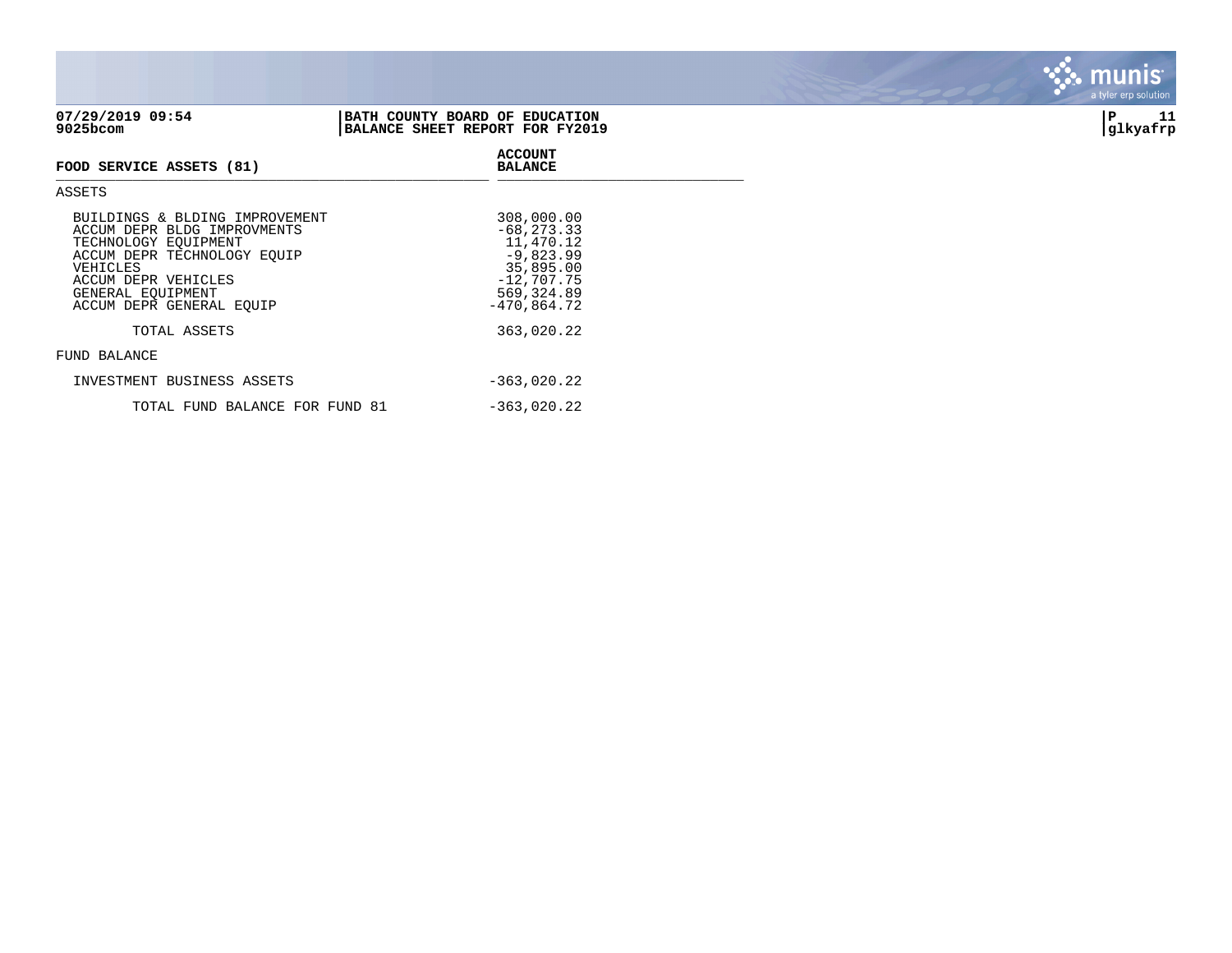**07/29/2019 09:54**
**9025bcom**

**BATH COUNTY BOARD OF EDUCATION**
**BALANCE SHEET REPORT FOR FY2019**

**P 11**
**glkyafrp**

| FOOD SERVICE ASSETS (81) | ACCOUNT BALANCE |
|---|---|
| ASSETS | |
| BUILDINGS & BLDING IMPROVEMENT | 308,000.00 |
| ACCUM DEPR BLDG IMPROVMENTS | -68,273.33 |
| TECHNOLOGY EQUIPMENT | 11,470.12 |
| ACCUM DEPR TECHNOLOGY EQUIP | -9,823.99 |
| VEHICLES | 35,895.00 |
| ACCUM DEPR VEHICLES | -12,707.75 |
| GENERAL EQUIPMENT | 569,324.89 |
| ACCUM DEPR GENERAL EQUIP | -470,864.72 |
| TOTAL ASSETS | 363,020.22 |
| FUND BALANCE | |
| INVESTMENT BUSINESS ASSETS | -363,020.22 |
| TOTAL FUND BALANCE FOR FUND 81 | -363,020.22 |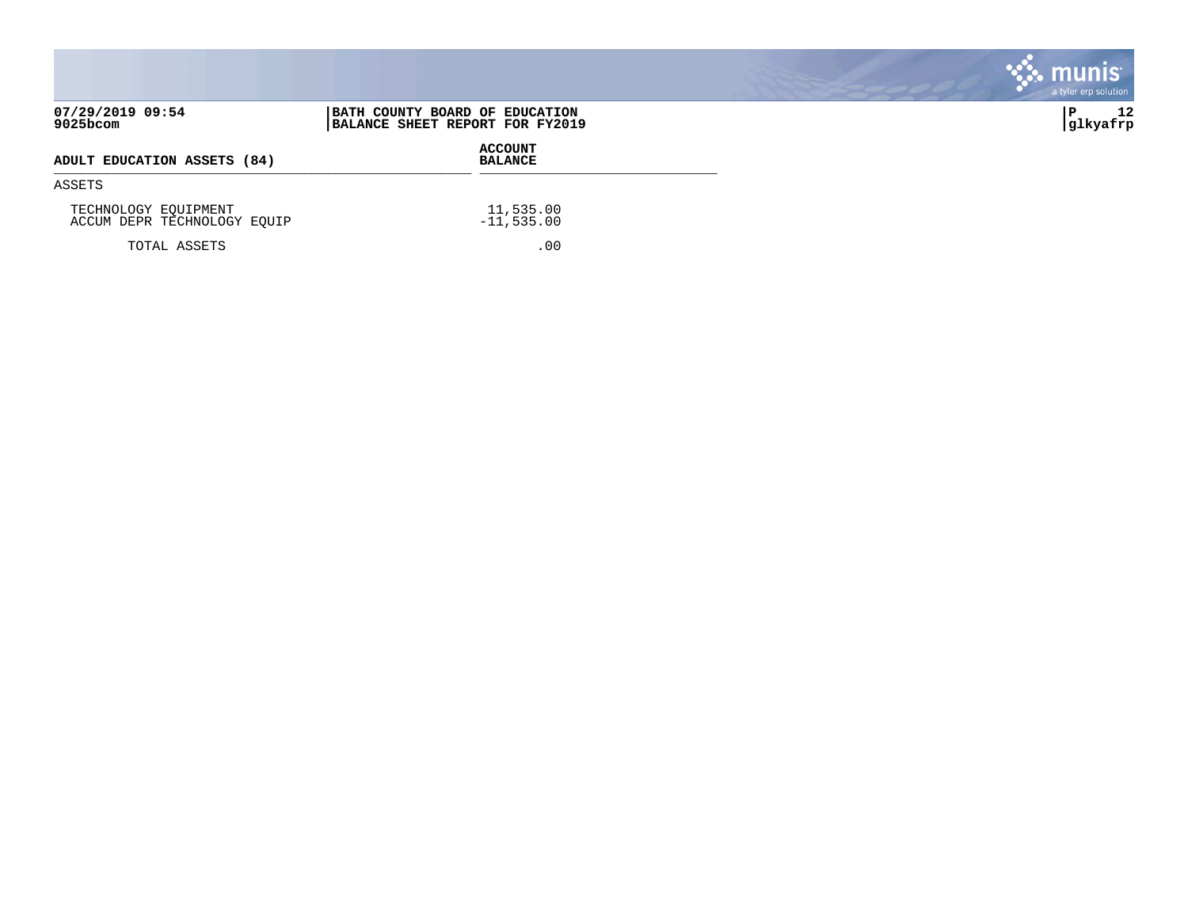**BATH COUNTY BOARD OF EDUCATION**
**BALANCE SHEET REPORT FOR FY2019**

07/29/2019 09:54
9025bcom

| ADULT EDUCATION ASSETS (84) | ACCOUNT BALANCE |
|---|---|
| ASSETS | |
| TECHNOLOGY EQUIPMENT | 11,535.00 |
| ACCUM DEPR TECHNOLOGY EQUIP | -11,535.00 |
| TOTAL ASSETS | .00 |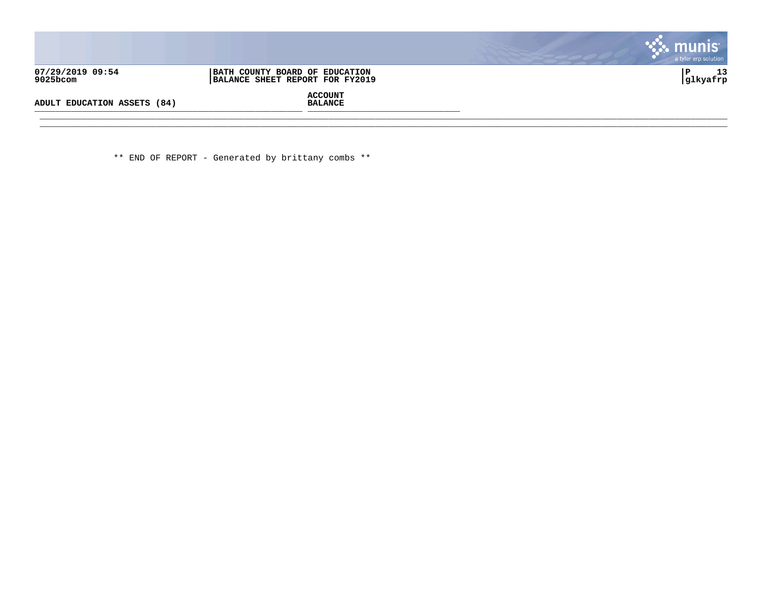| ADULT EDUCATION ASSETS (84) | ACCOUNT BALANCE |
| --- | --- |

** END OF REPORT - Generated by brittany combs **